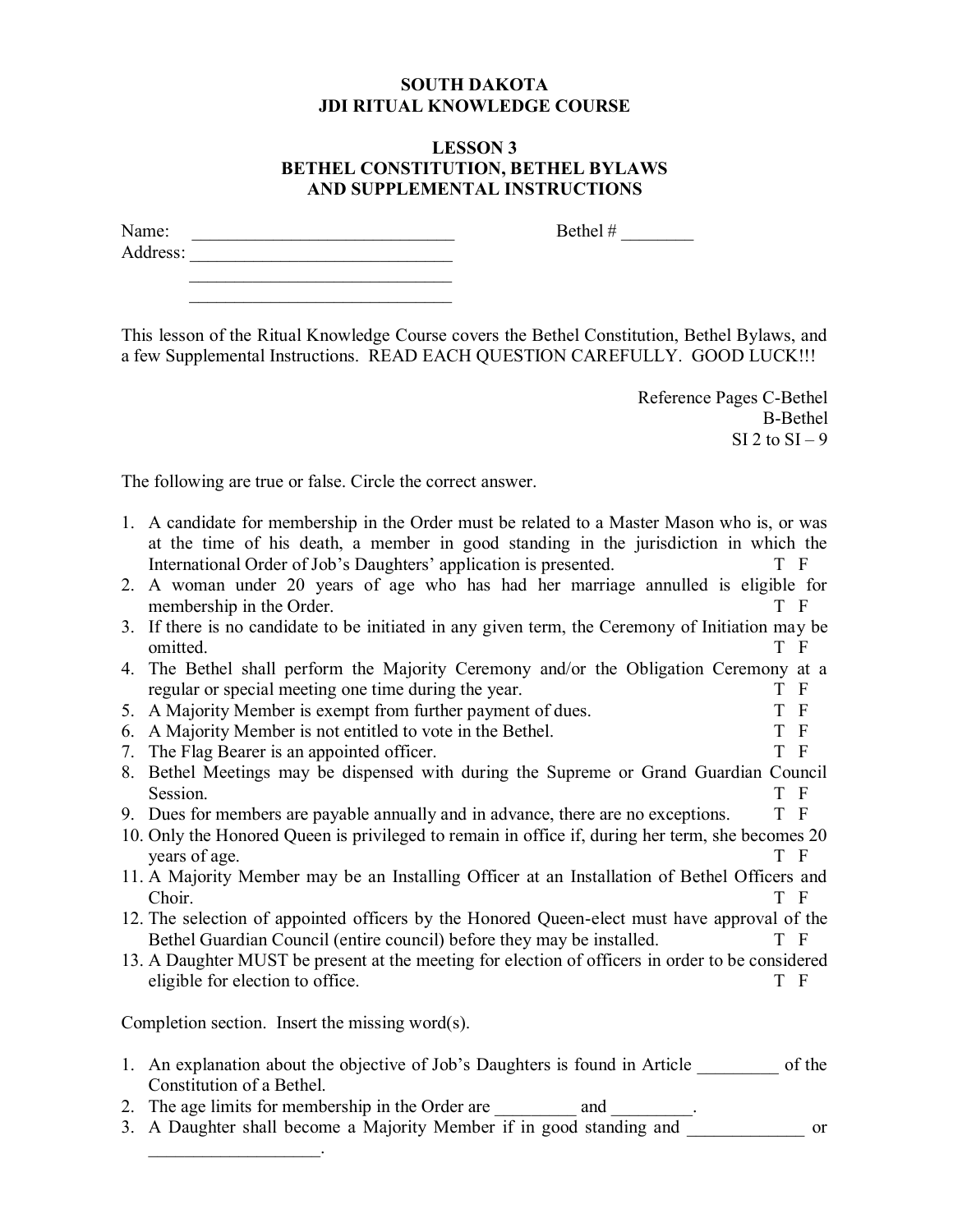# SOUTH DAKOTA
# JDI RITUAL KNOWLEDGE COURSE

## LESSON 3
## BETHEL CONSTITUTION, BETHEL BYLAWS AND SUPPLEMENTAL INSTRUCTIONS

Name: ____________________________ Bethel # ________

Address: ____________________________

____________________________

____________________________

This lesson of the Ritual Knowledge Course covers the Bethel Constitution, Bethel Bylaws, and a few Supplemental Instructions. READ EACH QUESTION CAREFULLY. GOOD LUCK!!!

Reference Pages C-Bethel
B-Bethel
SI 2 to SI – 9

The following are true or false. Circle the correct answer.

1. A candidate for membership in the Order must be related to a Master Mason who is, or was at the time of his death, a member in good standing in the jurisdiction in which the International Order of Job's Daughters' application is presented. T F
2. A woman under 20 years of age who has had her marriage annulled is eligible for membership in the Order. T F
3. If there is no candidate to be initiated in any given term, the Ceremony of Initiation may be omitted. T F
4. The Bethel shall perform the Majority Ceremony and/or the Obligation Ceremony at a regular or special meeting one time during the year. T F
5. A Majority Member is exempt from further payment of dues. T F
6. A Majority Member is not entitled to vote in the Bethel. T F
7. The Flag Bearer is an appointed officer. T F
8. Bethel Meetings may be dispensed with during the Supreme or Grand Guardian Council Session. T F
9. Dues for members are payable annually and in advance, there are no exceptions. T F
10. Only the Honored Queen is privileged to remain in office if, during her term, she becomes 20 years of age. T F
11. A Majority Member may be an Installing Officer at an Installation of Bethel Officers and Choir. T F
12. The selection of appointed officers by the Honored Queen-elect must have approval of the Bethel Guardian Council (entire council) before they may be installed. T F
13. A Daughter MUST be present at the meeting for election of officers in order to be considered eligible for election to office. T F

Completion section. Insert the missing word(s).

1. An explanation about the objective of Job's Daughters is found in Article _________ of the Constitution of a Bethel.
2. The age limits for membership in the Order are _________ and _________.
3. A Daughter shall become a Majority Member if in good standing and _____________ or ___________________.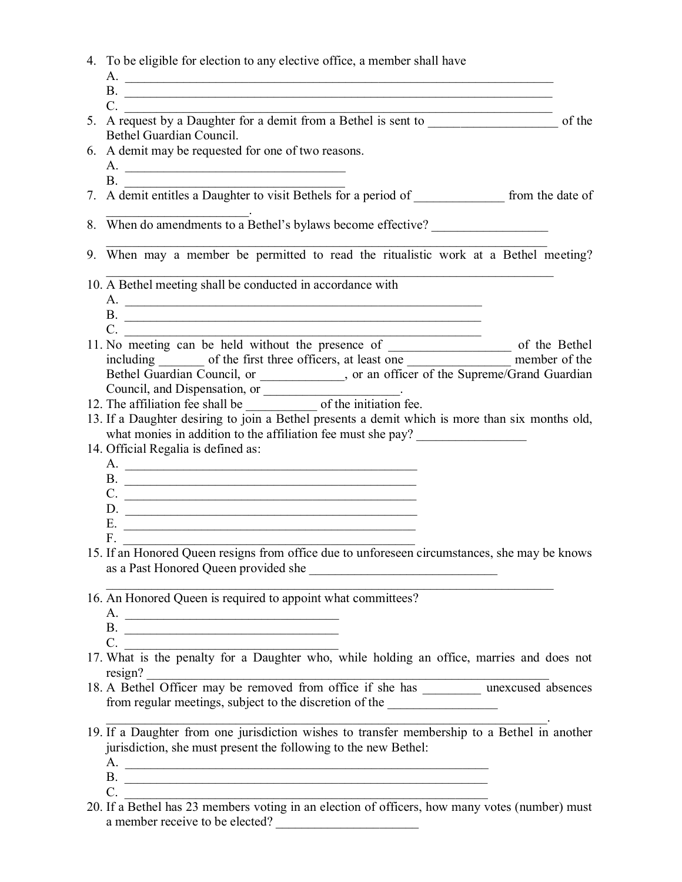4. To be eligible for election to any elective office, a member shall have
   A. ______________________________________________________________________
   B. ______________________________________________________________________
   C. ______________________________________________________________________
5. A request by a Daughter for a demit from a Bethel is sent to ____________________ of the Bethel Guardian Council.
6. A demit may be requested for one of two reasons.
   A. ___________________________________
   B. ___________________________________
7. A demit entitles a Daughter to visit Bethels for a period of ______________ from the date of ______________________.
8. When do amendments to a Bethel's bylaws become effective? __________________
   _______________________________________________________________________
9. When may a member be permitted to read the ritualistic work at a Bethel meeting?
   _______________________________________________________________________
10. A Bethel meeting shall be conducted in accordance with
    A. __________________________________________________________
    B. __________________________________________________________
    C. __________________________________________________________
11. No meeting can be held without the presence of ___________________ of the Bethel including _______ of the first three officers, at least one ________________ member of the Bethel Guardian Council, or _____________, or an officer of the Supreme/Grand Guardian Council, and Dispensation, or _____________________.
12. The affiliation fee shall be ___________ of the initiation fee.
13. If a Daughter desiring to join a Bethel presents a demit which is more than six months old, what monies in addition to the affiliation fee must she pay? _________________
14. Official Regalia is defined as:
    A. _______________________________________________
    B. _______________________________________________
    C. _______________________________________________
    D. _______________________________________________
    E. _______________________________________________
    F. _______________________________________________
15. If an Honored Queen resigns from office due to unforeseen circumstances, she may be knows as a Past Honored Queen provided she _____________________________
    _______________________________________________________________________
16. An Honored Queen is required to appoint what committees?
    A. _________________________________
    B. _________________________________
    C. _________________________________
17. What is the penalty for a Daughter who, while holding an office, marries and does not resign? ______________________________________________________________
18. A Bethel Officer may be removed from office if she has _________ unexcused absences from regular meetings, subject to the discretion of the _________________
    _______________________________________________________________________.
19. If a Daughter from one jurisdiction wishes to transfer membership to a Bethel in another jurisdiction, she must present the following to the new Bethel:
    A. ____________________________________________________________
    B. ____________________________________________________________
    C. ____________________________________________________________
20. If a Bethel has 23 members voting in an election of officers, how many votes (number) must a member receive to be elected? ______________________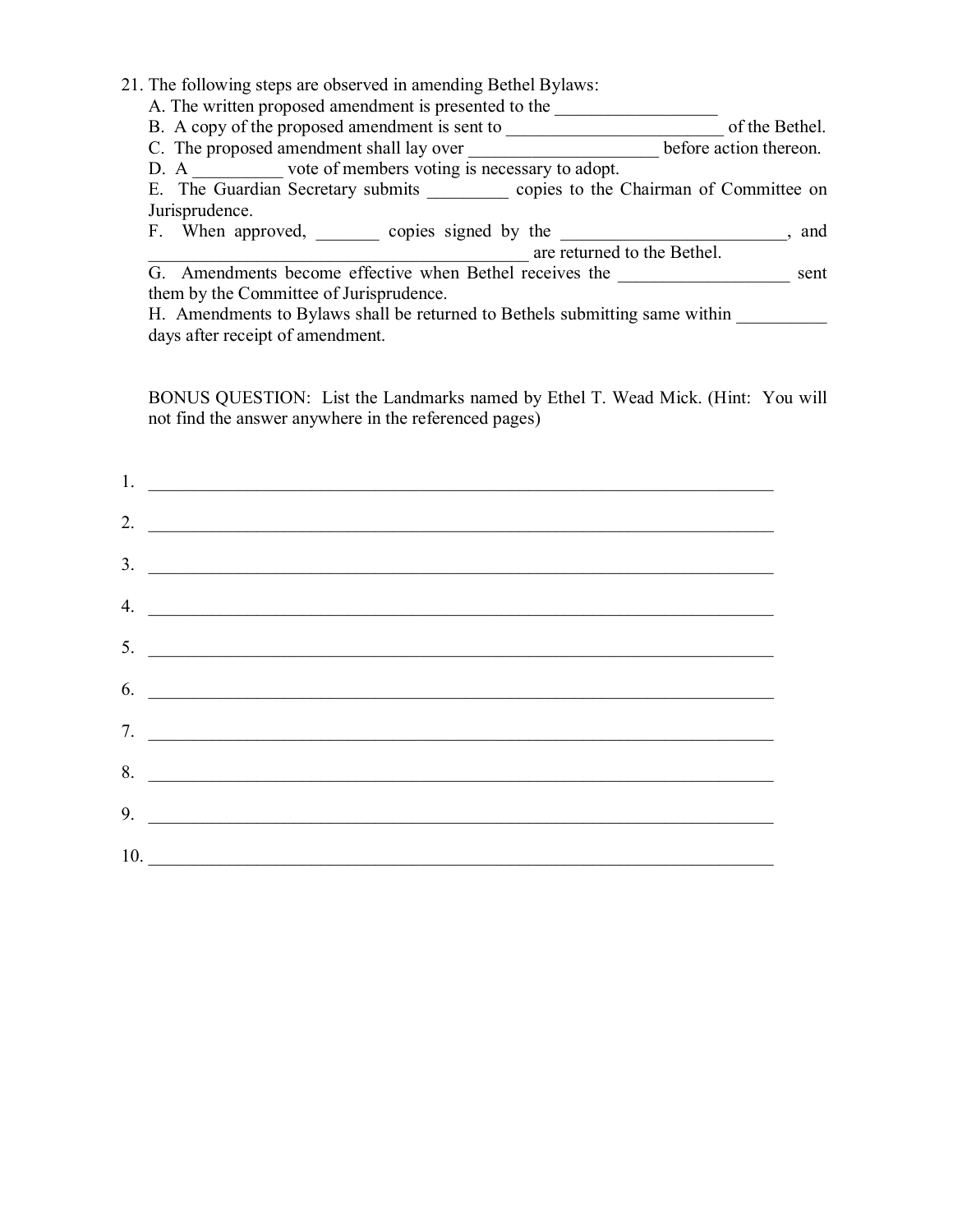21. The following steps are observed in amending Bethel Bylaws:

    A. The written proposed amendment is presented to the __________________

    B. A copy of the proposed amendment is sent to ________________________ of the Bethel.

    C. The proposed amendment shall lay over _____________________ before action thereon.

    D. A __________ vote of members voting is necessary to adopt.

    E. The Guardian Secretary submits _________ copies to the Chairman of Committee on Jurisprudence.

    F. When approved, _______ copies signed by the ________________________, and _________________________________________ are returned to the Bethel.

    G. Amendments become effective when Bethel receives the ___________________ sent them by the Committee of Jurisprudence.

    H. Amendments to Bylaws shall be returned to Bethels submitting same within __________ days after receipt of amendment.

BONUS QUESTION: List the Landmarks named by Ethel T. Wead Mick. (Hint: You will not find the answer anywhere in the referenced pages)

1. ______________________________________________________________________

2. ______________________________________________________________________

3. ______________________________________________________________________

4. ______________________________________________________________________

5. ______________________________________________________________________

6. ______________________________________________________________________

7. ______________________________________________________________________

8. ______________________________________________________________________

9. ______________________________________________________________________

10. ______________________________________________________________________